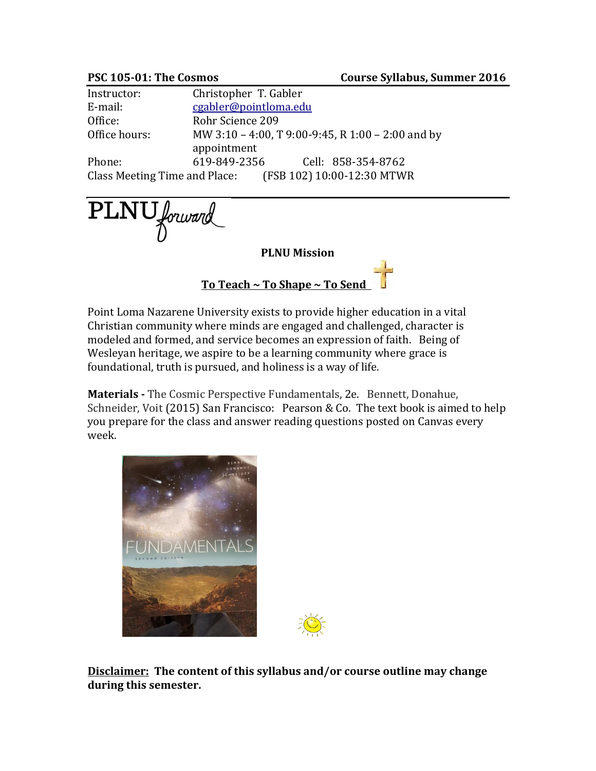**PSC 105-01: The Cosmos** **Course Syllabus, Summer 2016**

| | |
|---|---|
| Instructor: | Christopher T. Gabler |
| E-mail: | cgabler@pointloma.edu |
| Office: | Rohr Science 209 |
| Office hours: | MW 3:10 – 4:00, T 9:00-9:45, R 1:00 – 2:00 and by appointment |
| Phone: | 619-849-2356 Cell: 858-354-8762 |
| Class Meeting Time and Place: | (FSB 102) 10:00-12:30 MTWR |

PLNU forward

**PLNU Mission**

**To Teach ~ To Shape ~ To Send**

Point Loma Nazarene University exists to provide higher education in a vital Christian community where minds are engaged and challenged, character is modeled and formed, and service becomes an expression of faith. Being of Wesleyan heritage, we aspire to be a learning community where grace is foundational, truth is pursued, and holiness is a way of life.

**Materials -** The Cosmic Perspective Fundamentals, 2e. Bennett, Donahue, Schneider, Voit (2015) San Francisco: Pearson & Co. The text book is aimed to help you prepare for the class and answer reading questions posted on Canvas every week.

**Disclaimer: The content of this syllabus and/or course outline may change during this semester.**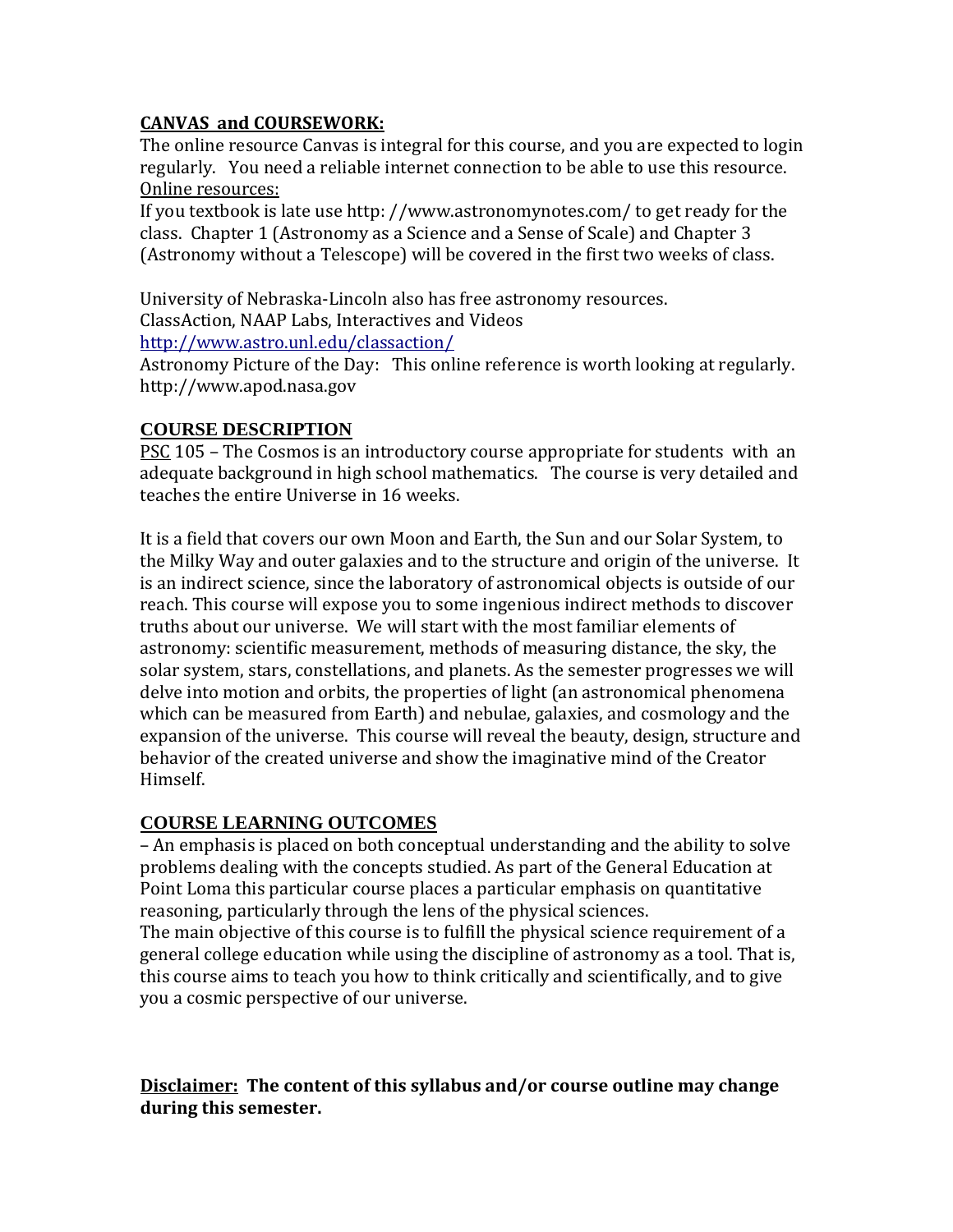## CANVAS and COURSEWORK:

The online resource Canvas is integral for this course, and you are expected to login regularly. You need a reliable internet connection to be able to use this resource.

Online resources:

If you textbook is late use http: //www.astronomynotes.com/ to get ready for the class. Chapter 1 (Astronomy as a Science and a Sense of Scale) and Chapter 3 (Astronomy without a Telescope) will be covered in the first two weeks of class.

University of Nebraska-Lincoln also has free astronomy resources.
ClassAction, NAAP Labs, Interactives and Videos
http://www.astro.unl.edu/classaction/
Astronomy Picture of the Day: This online reference is worth looking at regularly.
http://www.apod.nasa.gov

## COURSE DESCRIPTION

PSC 105 – The Cosmos is an introductory course appropriate for students with an adequate background in high school mathematics. The course is very detailed and teaches the entire Universe in 16 weeks.

It is a field that covers our own Moon and Earth, the Sun and our Solar System, to the Milky Way and outer galaxies and to the structure and origin of the universe. It is an indirect science, since the laboratory of astronomical objects is outside of our reach. This course will expose you to some ingenious indirect methods to discover truths about our universe. We will start with the most familiar elements of astronomy: scientific measurement, methods of measuring distance, the sky, the solar system, stars, constellations, and planets. As the semester progresses we will delve into motion and orbits, the properties of light (an astronomical phenomena which can be measured from Earth) and nebulae, galaxies, and cosmology and the expansion of the universe. This course will reveal the beauty, design, structure and behavior of the created universe and show the imaginative mind of the Creator Himself.

## COURSE LEARNING OUTCOMES

– An emphasis is placed on both conceptual understanding and the ability to solve problems dealing with the concepts studied. As part of the General Education at Point Loma this particular course places a particular emphasis on quantitative reasoning, particularly through the lens of the physical sciences.
The main objective of this course is to fulfill the physical science requirement of a general college education while using the discipline of astronomy as a tool. That is, this course aims to teach you how to think critically and scientifically, and to give you a cosmic perspective of our universe.

**Disclaimer: The content of this syllabus and/or course outline may change during this semester.**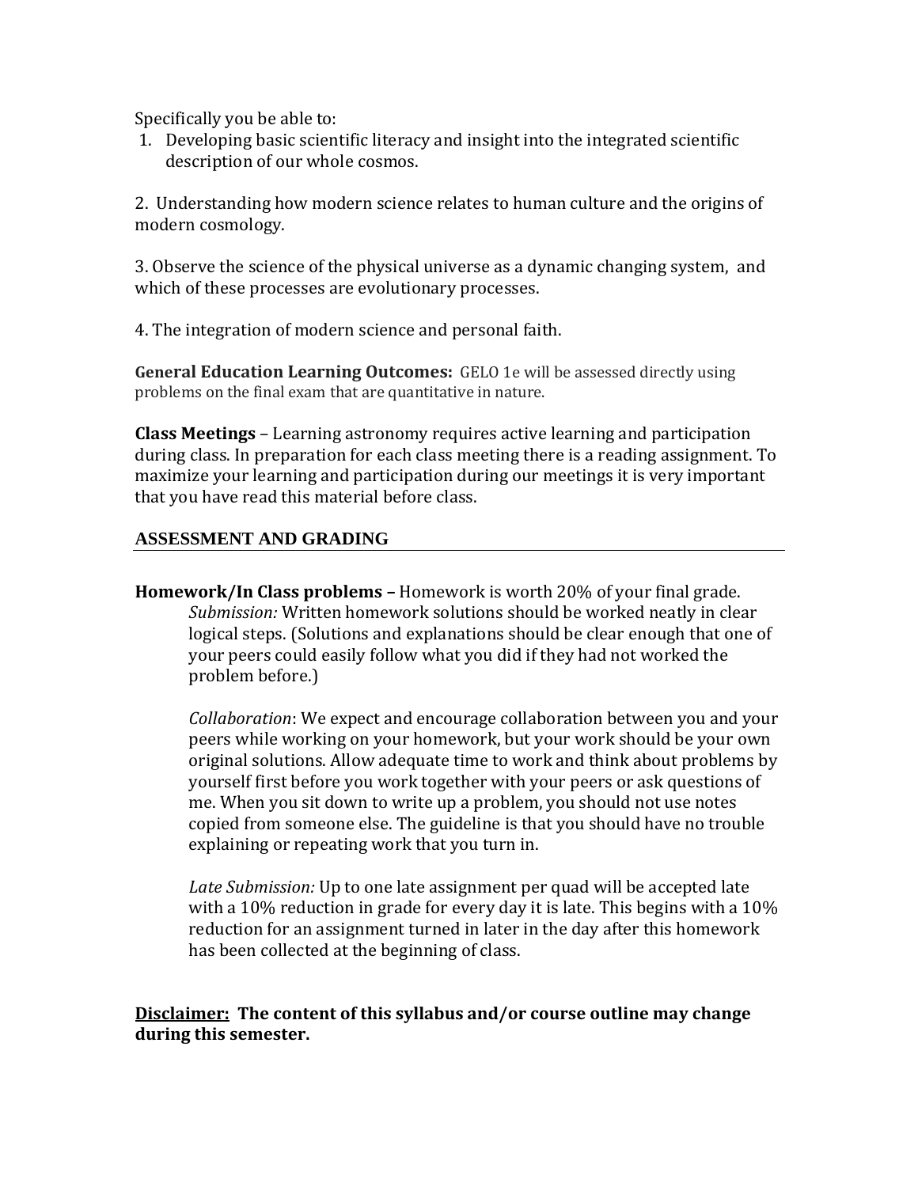Specifically you be able to:

1. Developing basic scientific literacy and insight into the integrated scientific description of our whole cosmos.

2. Understanding how modern science relates to human culture and the origins of modern cosmology.

3. Observe the science of the physical universe as a dynamic changing system, and which of these processes are evolutionary processes.

4. The integration of modern science and personal faith.

**General Education Learning Outcomes:** GELO 1e will be assessed directly using problems on the final exam that are quantitative in nature.

**Class Meetings** – Learning astronomy requires active learning and participation during class. In preparation for each class meeting there is a reading assignment. To maximize your learning and participation during our meetings it is very important that you have read this material before class.

## ASSESSMENT AND GRADING

**Homework/In Class problems –** Homework is worth 20% of your final grade.

*Submission:* Written homework solutions should be worked neatly in clear logical steps. (Solutions and explanations should be clear enough that one of your peers could easily follow what you did if they had not worked the problem before.)

*Collaboration*: We expect and encourage collaboration between you and your peers while working on your homework, but your work should be your own original solutions. Allow adequate time to work and think about problems by yourself first before you work together with your peers or ask questions of me. When you sit down to write up a problem, you should not use notes copied from someone else. The guideline is that you should have no trouble explaining or repeating work that you turn in.

*Late Submission:* Up to one late assignment per quad will be accepted late with a 10% reduction in grade for every day it is late. This begins with a 10% reduction for an assignment turned in later in the day after this homework has been collected at the beginning of class.

**Disclaimer: The content of this syllabus and/or course outline may change during this semester.**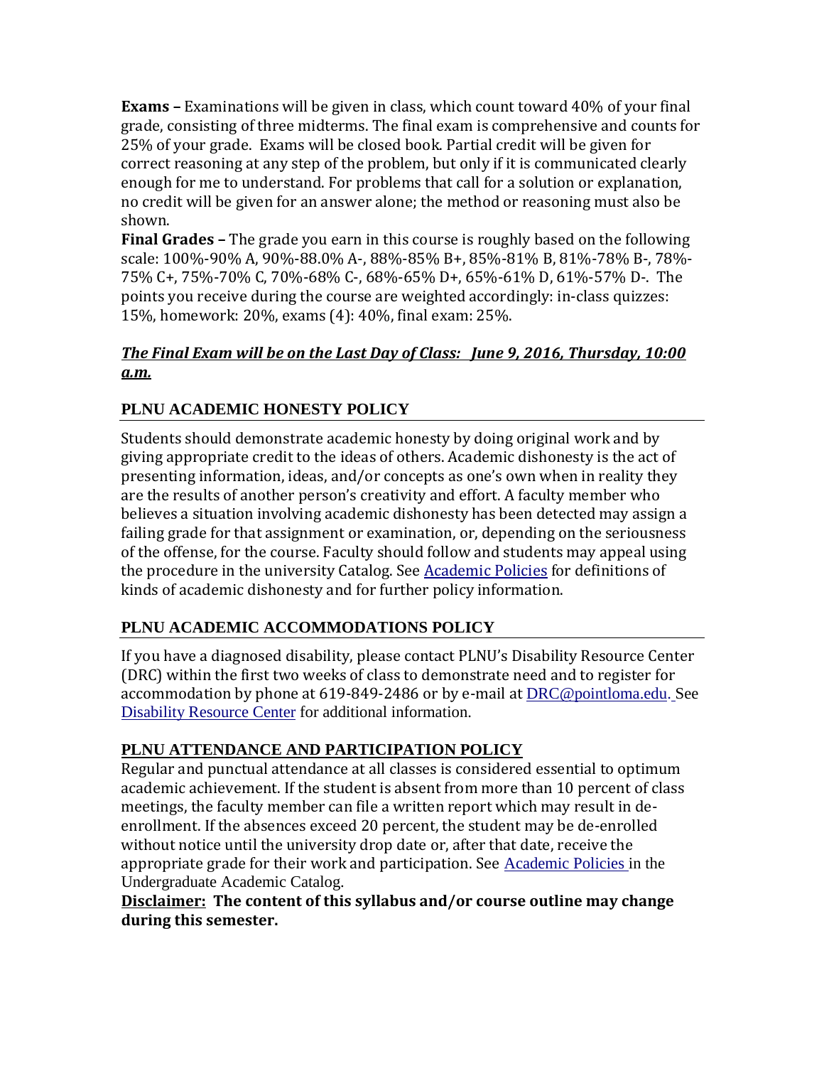**Exams –** Examinations will be given in class, which count toward 40% of your final grade, consisting of three midterms. The final exam is comprehensive and counts for 25% of your grade. Exams will be closed book. Partial credit will be given for correct reasoning at any step of the problem, but only if it is communicated clearly enough for me to understand. For problems that call for a solution or explanation, no credit will be given for an answer alone; the method or reasoning must also be shown.

**Final Grades –** The grade you earn in this course is roughly based on the following scale: 100%-90% A, 90%-88.0% A-, 88%-85% B+, 85%-81% B, 81%-78% B-, 78%-75% C+, 75%-70% C, 70%-68% C-, 68%-65% D+, 65%-61% D, 61%-57% D-. The points you receive during the course are weighted accordingly: in-class quizzes: 15%, homework: 20%, exams (4): 40%, final exam: 25%.

***The Final Exam will be on the Last Day of Class: June 9, 2016, Thursday, 10:00 a.m.***

## PLNU ACADEMIC HONESTY POLICY

Students should demonstrate academic honesty by doing original work and by giving appropriate credit to the ideas of others. Academic dishonesty is the act of presenting information, ideas, and/or concepts as one's own when in reality they are the results of another person's creativity and effort. A faculty member who believes a situation involving academic dishonesty has been detected may assign a failing grade for that assignment or examination, or, depending on the seriousness of the offense, for the course. Faculty should follow and students may appeal using the procedure in the university Catalog. See Academic Policies for definitions of kinds of academic dishonesty and for further policy information.

## PLNU ACADEMIC ACCOMMODATIONS POLICY

If you have a diagnosed disability, please contact PLNU's Disability Resource Center (DRC) within the first two weeks of class to demonstrate need and to register for accommodation by phone at 619-849-2486 or by e-mail at DRC@pointloma.edu. See Disability Resource Center for additional information.

## PLNU ATTENDANCE AND PARTICIPATION POLICY

Regular and punctual attendance at all classes is considered essential to optimum academic achievement. If the student is absent from more than 10 percent of class meetings, the faculty member can file a written report which may result in de-enrollment. If the absences exceed 20 percent, the student may be de-enrolled without notice until the university drop date or, after that date, receive the appropriate grade for their work and participation. See Academic Policies in the Undergraduate Academic Catalog.

**Disclaimer: The content of this syllabus and/or course outline may change during this semester.**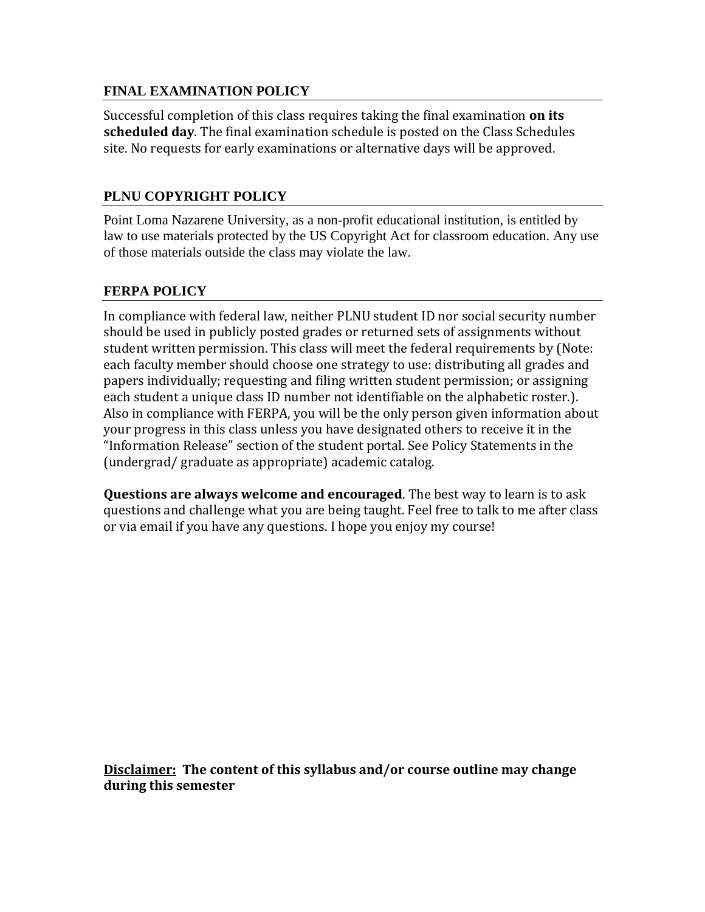## FINAL EXAMINATION POLICY

Successful completion of this class requires taking the final examination **on its scheduled day**. The final examination schedule is posted on the Class Schedules site. No requests for early examinations or alternative days will be approved.

## PLNU COPYRIGHT POLICY

Point Loma Nazarene University, as a non-profit educational institution, is entitled by law to use materials protected by the US Copyright Act for classroom education. Any use of those materials outside the class may violate the law.

## FERPA POLICY

In compliance with federal law, neither PLNU student ID nor social security number should be used in publicly posted grades or returned sets of assignments without student written permission. This class will meet the federal requirements by (Note: each faculty member should choose one strategy to use: distributing all grades and papers individually; requesting and filing written student permission; or assigning each student a unique class ID number not identifiable on the alphabetic roster.). Also in compliance with FERPA, you will be the only person given information about your progress in this class unless you have designated others to receive it in the "Information Release" section of the student portal. See Policy Statements in the (undergrad/ graduate as appropriate) academic catalog.

**Questions are always welcome and encouraged**. The best way to learn is to ask questions and challenge what you are being taught. Feel free to talk to me after class or via email if you have any questions. I hope you enjoy my course!

**Disclaimer: The content of this syllabus and/or course outline may change during this semester**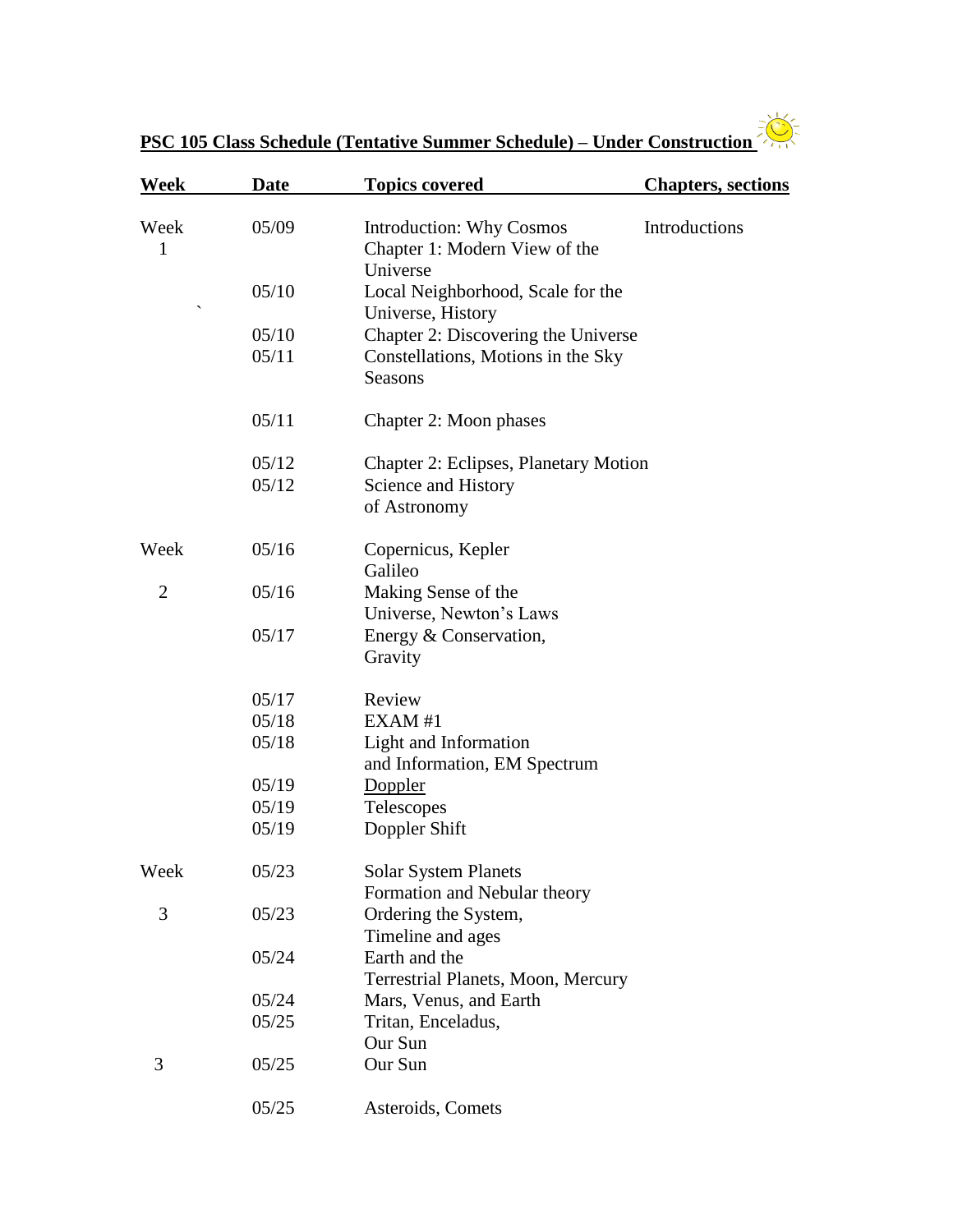**PSC 105 Class Schedule (Tentative Summer Schedule) – Under Construction**

| Week | Date | Topics covered | Chapters, sections |
|---|---|---|---|
| Week 1 | 05/09 | Introduction: Why Cosmos<br>Chapter 1: Modern View of the Universe | Introductions |
| ` | 05/10 | Local Neighborhood, Scale for the Universe, History | |
| | 05/10 | Chapter 2: Discovering the Universe | |
| | 05/11 | Constellations, Motions in the Sky<br>Seasons | |
| | 05/11 | Chapter 2: Moon phases | |
| | 05/12 | Chapter 2: Eclipses, Planetary Motion | |
| | 05/12 | Science and History of Astronomy | |
| Week | 05/16 | Copernicus, Kepler<br>Galileo | |
| 2 | 05/16 | Making Sense of the Universe, Newton's Laws | |
| | 05/17 | Energy & Conservation, Gravity | |
| | 05/17 | Review | |
| | 05/18 | EXAM #1 | |
| | 05/18 | Light and Information and Information, EM Spectrum | |
| | 05/19 | Doppler | |
| | 05/19 | Telescopes | |
| | 05/19 | Doppler Shift | |
| Week | 05/23 | Solar System Planets<br>Formation and Nebular theory | |
| 3 | 05/23 | Ordering the System, Timeline and ages | |
| | 05/24 | Earth and the Terrestrial Planets, Moon, Mercury | |
| | 05/24 | Mars, Venus, and Earth | |
| | 05/25 | Tritan, Enceladus,<br>Our Sun | |
| 3 | 05/25 | Our Sun | |
| | 05/25 | Asteroids, Comets | |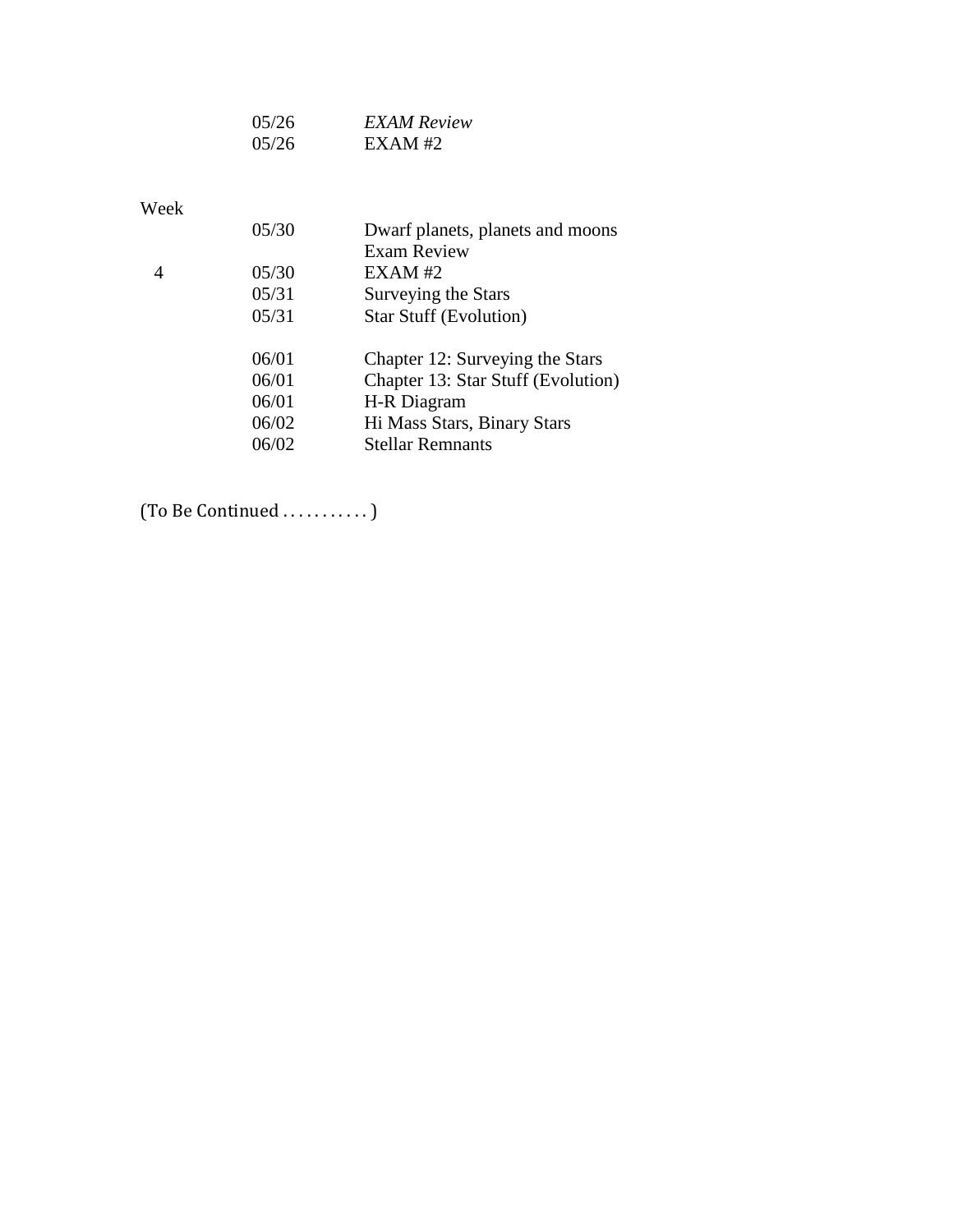| | | |
|---|---|---|
| | 05/26 | *EXAM Review* |
| | 05/26 | EXAM #2 |
| | | |
| Week | | |
| | 05/30 | Dwarf planets, planets and moons |
| | | Exam Review |
| 4 | 05/30 | EXAM #2 |
| | 05/31 | Surveying the Stars |
| | 05/31 | Star Stuff (Evolution) |
| | | |
| | 06/01 | Chapter 12: Surveying the Stars |
| | 06/01 | Chapter 13: Star Stuff (Evolution) |
| | 06/01 | H-R Diagram |
| | 06/02 | Hi Mass Stars, Binary Stars |
| | 06/02 | Stellar Remnants |

(To Be Continued . . . . . . . . . . . )